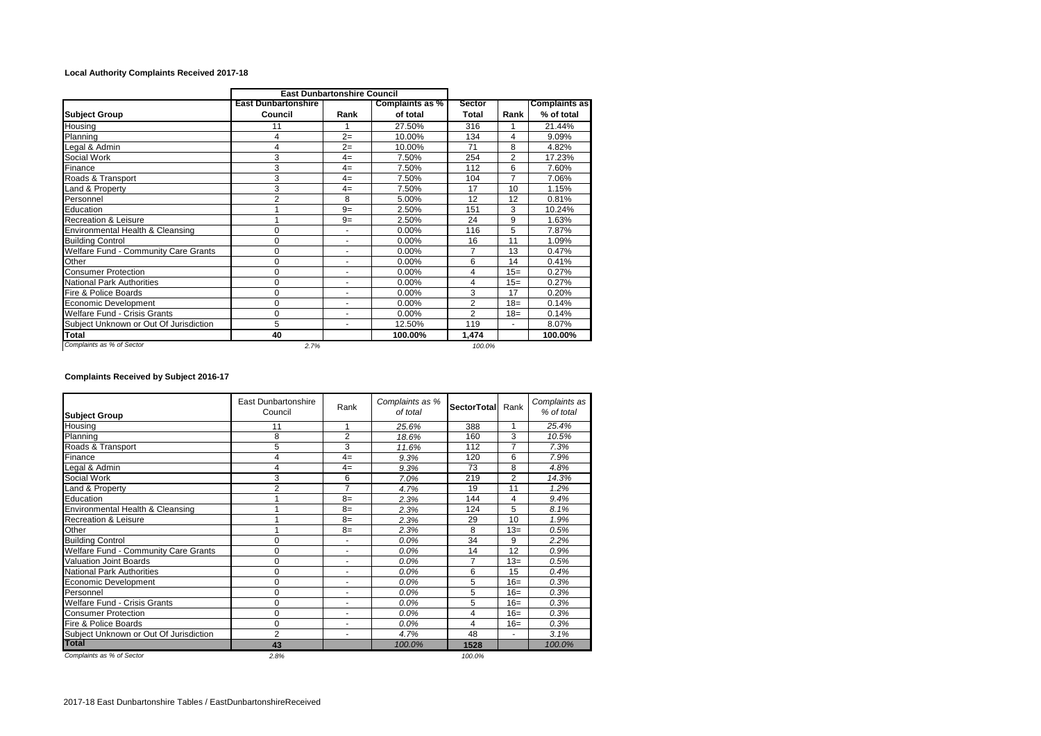**Local Authority Complaints Received 2017-18**

| | East Dunbartonshire Council | | | | | |
|---|---|---|---|---|---|---|
| **Subject Group** | **East Dunbartonshire Council** | **Rank** | **Complaints as % of total** | **Sector Total** | **Rank** | **Complaints as % of total** |
| Housing | 11 | 1 | 27.50% | 316 | 1 | 21.44% |
| Planning | 4 | 2= | 10.00% | 134 | 4 | 9.09% |
| Legal & Admin | 4 | 2= | 10.00% | 71 | 8 | 4.82% |
| Social Work | 3 | 4= | 7.50% | 254 | 2 | 17.23% |
| Finance | 3 | 4= | 7.50% | 112 | 6 | 7.60% |
| Roads & Transport | 3 | 4= | 7.50% | 104 | 7 | 7.06% |
| Land & Property | 3 | 4= | 7.50% | 17 | 10 | 1.15% |
| Personnel | 2 | 8 | 5.00% | 12 | 12 | 0.81% |
| Education | 1 | 9= | 2.50% | 151 | 3 | 10.24% |
| Recreation & Leisure | 1 | 9= | 2.50% | 24 | 9 | 1.63% |
| Environmental Health & Cleansing | 0 | - | 0.00% | 116 | 5 | 7.87% |
| Building Control | 0 | - | 0.00% | 16 | 11 | 1.09% |
| Welfare Fund - Community Care Grants | 0 | - | 0.00% | 7 | 13 | 0.47% |
| Other | 0 | - | 0.00% | 6 | 14 | 0.41% |
| Consumer Protection | 0 | - | 0.00% | 4 | 15= | 0.27% |
| National Park Authorities | 0 | - | 0.00% | 4 | 15= | 0.27% |
| Fire & Police Boards | 0 | - | 0.00% | 3 | 17 | 0.20% |
| Economic Development | 0 | - | 0.00% | 2 | 18= | 0.14% |
| Welfare Fund - Crisis Grants | 0 | - | 0.00% | 2 | 18= | 0.14% |
| Subject Unknown or Out Of Jurisdiction | 5 | - | 12.50% | 119 | - | 8.07% |
| **Total** | **40** | | **100.00%** | **1,474** | | **100.00%** |
| *Complaints as % of Sector* | *2.7%* | | | *100.0%* | | |

**Complaints Received by Subject 2016-17**

| Subject Group | East Dunbartonshire Council | Rank | *Complaints as % of total* | **SectorTotal** | Rank | *Complaints as % of total* |
|---|---|---|---|---|---|---|
| Housing | 11 | 1 | *25.6%* | 388 | 1 | *25.4%* |
| Planning | 8 | 2 | *18.6%* | 160 | 3 | *10.5%* |
| Roads & Transport | 5 | 3 | *11.6%* | 112 | 7 | *7.3%* |
| Finance | 4 | 4= | *9.3%* | 120 | 6 | *7.9%* |
| Legal & Admin | 4 | 4= | *9.3%* | 73 | 8 | *4.8%* |
| Social Work | 3 | 6 | *7.0%* | 219 | 2 | *14.3%* |
| Land & Property | 2 | 7 | *4.7%* | 19 | 11 | *1.2%* |
| Education | 1 | 8= | *2.3%* | 144 | 4 | *9.4%* |
| Environmental Health & Cleansing | 1 | 8= | *2.3%* | 124 | 5 | *8.1%* |
| Recreation & Leisure | 1 | 8= | *2.3%* | 29 | 10 | *1.9%* |
| Other | 1 | 8= | *2.3%* | 8 | 13= | *0.5%* |
| Building Control | 0 | - | *0.0%* | 34 | 9 | *2.2%* |
| Welfare Fund - Community Care Grants | 0 | - | *0.0%* | 14 | 12 | *0.9%* |
| Valuation Joint Boards | 0 | - | *0.0%* | 7 | 13= | *0.5%* |
| National Park Authorities | 0 | - | *0.0%* | 6 | 15 | *0.4%* |
| Economic Development | 0 | - | *0.0%* | 5 | 16= | *0.3%* |
| Personnel | 0 | - | *0.0%* | 5 | 16= | *0.3%* |
| Welfare Fund - Crisis Grants | 0 | - | *0.0%* | 5 | 16= | *0.3%* |
| Consumer Protection | 0 | - | *0.0%* | 4 | 16= | *0.3%* |
| Fire & Police Boards | 0 | - | *0.0%* | 4 | 16= | *0.3%* |
| Subject Unknown or Out Of Jurisdiction | 2 | - | *4.7%* | 48 | - | *3.1%* |
| **Total** | **43** | | *100.0%* | **1528** | | *100.0%* |
| *Complaints as % of Sector* | *2.8%* | | | *100.0%* | | |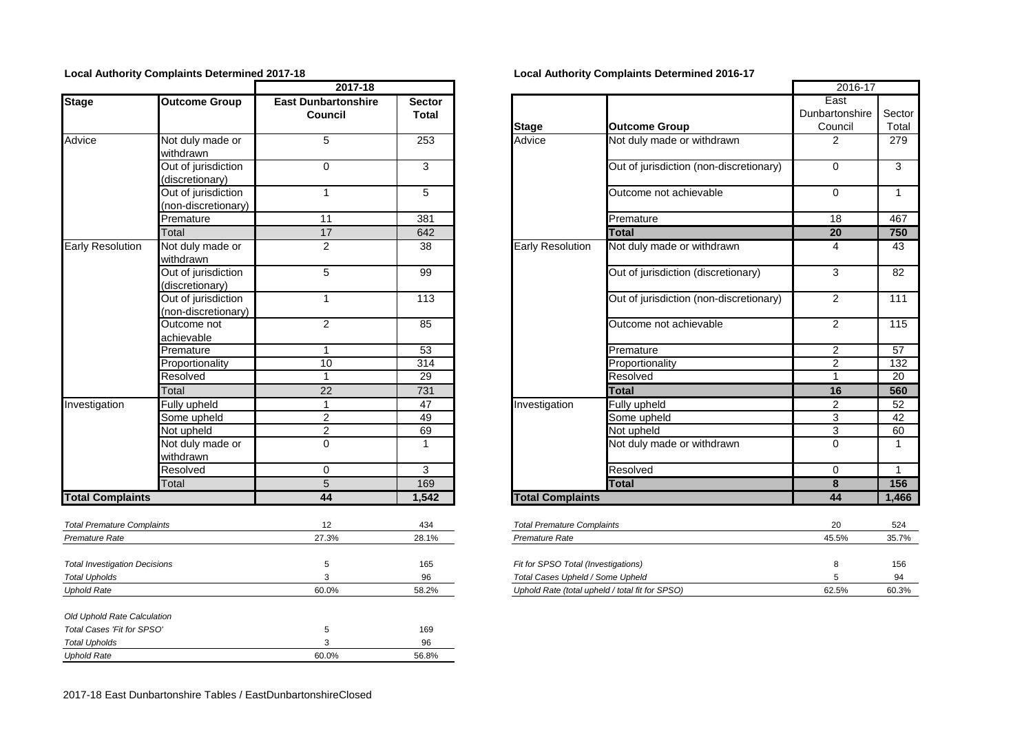**Local Authority Complaints Determined 2017-18**

| Stage | Outcome Group | 2017-18 East Dunbartonshire Council | 2017-18 Sector Total |
|---|---|---|---|
| Advice | Not duly made or withdrawn | 5 | 253 |
| | Out of jurisdiction (discretionary) | 0 | 3 |
| | Out of jurisdiction (non-discretionary) | 1 | 5 |
| | Premature | 11 | 381 |
| | Total | 17 | 642 |
| Early Resolution | Not duly made or withdrawn | 2 | 38 |
| | Out of jurisdiction (discretionary) | 5 | 99 |
| | Out of jurisdiction (non-discretionary) | 1 | 113 |
| | Outcome not achievable | 2 | 85 |
| | Premature | 1 | 53 |
| | Proportionality | 10 | 314 |
| | Resolved | 1 | 29 |
| | Total | 22 | 731 |
| Investigation | Fully upheld | 1 | 47 |
| | Some upheld | 2 | 49 |
| | Not upheld | 2 | 69 |
| | Not duly made or withdrawn | 0 | 1 |
| | Resolved | 0 | 3 |
| | Total | 5 | 169 |
| **Total Complaints** | | **44** | **1,542** |

| | East Dunbartonshire Council | Sector Total |
|---|---|---|
| *Total Premature Complaints* | 12 | 434 |
| *Premature Rate* | 27.3% | 28.1% |
| *Total Investigation Decisions* | 5 | 165 |
| *Total Upholds* | 3 | 96 |
| *Uphold Rate* | 60.0% | 58.2% |
| *Old Uphold Rate Calculation* | | |
| *Total Cases 'Fit for SPSO'* | 5 | 169 |
| *Total Upholds* | 3 | 96 |
| *Uphold Rate* | 60.0% | 56.8% |

**Local Authority Complaints Determined 2016-17**

| Stage | Outcome Group | 2016-17 East Dunbartonshire Council | 2016-17 Sector Total |
|---|---|---|---|
| Advice | Not duly made or withdrawn | 2 | 279 |
| | Out of jurisdiction (non-discretionary) | 0 | 3 |
| | Outcome not achievable | 0 | 1 |
| | Premature | 18 | 467 |
| | **Total** | **20** | **750** |
| Early Resolution | Not duly made or withdrawn | 4 | 43 |
| | Out of jurisdiction (discretionary) | 3 | 82 |
| | Out of jurisdiction (non-discretionary) | 2 | 111 |
| | Outcome not achievable | 2 | 115 |
| | Premature | 2 | 57 |
| | Proportionality | 2 | 132 |
| | Resolved | 1 | 20 |
| | **Total** | **16** | **560** |
| Investigation | Fully upheld | 2 | 52 |
| | Some upheld | 3 | 42 |
| | Not upheld | 3 | 60 |
| | Not duly made or withdrawn | 0 | 1 |
| | Resolved | 0 | 1 |
| | **Total** | **8** | **156** |
| **Total Complaints** | | **44** | **1,466** |

| | East Dunbartonshire Council | Sector Total |
|---|---|---|
| *Total Premature Complaints* | 20 | 524 |
| *Premature Rate* | 45.5% | 35.7% |
| *Fit for SPSO Total (Investigations)* | 8 | 156 |
| *Total Cases Upheld / Some Upheld* | 5 | 94 |
| *Uphold Rate (total upheld / total fit for SPSO)* | 62.5% | 60.3% |

2017-18 East Dunbartonshire Tables / EastDunbartonshireClosed